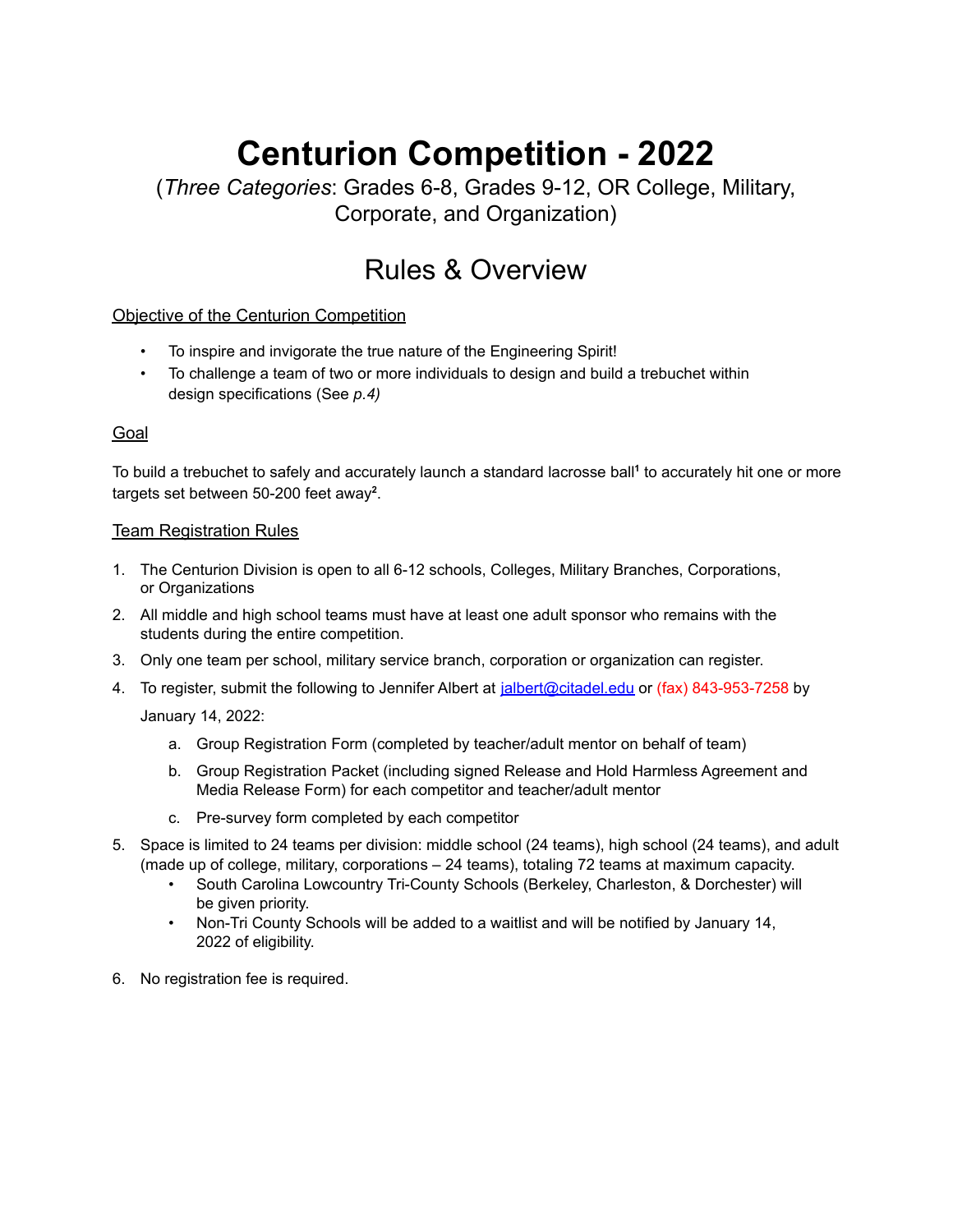# Centurion Competition - 2022

(*Three Categories*: Grades 6-8, Grades 9-12, OR College, Military, Corporate, and Organization)

## Rules & Overview

<u>Objective of the Centurion Competition</u>

- To inspire and invigorate the true nature of the Engineering Spirit!
- To challenge a team of two or more individuals to design and build a trebuchet within design specifications (See *p.4)*

<u>Goal</u>

To build a trebuchet to safely and accurately launch a standard lacrosse ball[1] to accurately hit one or more targets set between 50-200 feet away[2].

<u>Team Registration Rules</u>

1. The Centurion Division is open to all 6-12 schools, Colleges, Military Branches, Corporations, or Organizations
2. All middle and high school teams must have at least one adult sponsor who remains with the students during the entire competition.
3. Only one team per school, military service branch, corporation or organization can register.
4. To register, submit the following to Jennifer Albert at jalbert@citadel.edu or (fax) 843-953-7258 by January 14, 2022:
   a. Group Registration Form (completed by teacher/adult mentor on behalf of team)
   b. Group Registration Packet (including signed Release and Hold Harmless Agreement and Media Release Form) for each competitor and teacher/adult mentor
   c. Pre-survey form completed by each competitor
5. Space is limited to 24 teams per division: middle school (24 teams), high school (24 teams), and adult (made up of college, military, corporations – 24 teams), totaling 72 teams at maximum capacity.
   - South Carolina Lowcountry Tri-County Schools (Berkeley, Charleston, & Dorchester) will be given priority.
   - Non-Tri County Schools will be added to a waitlist and will be notified by January 14, 2022 of eligibility.
6. No registration fee is required.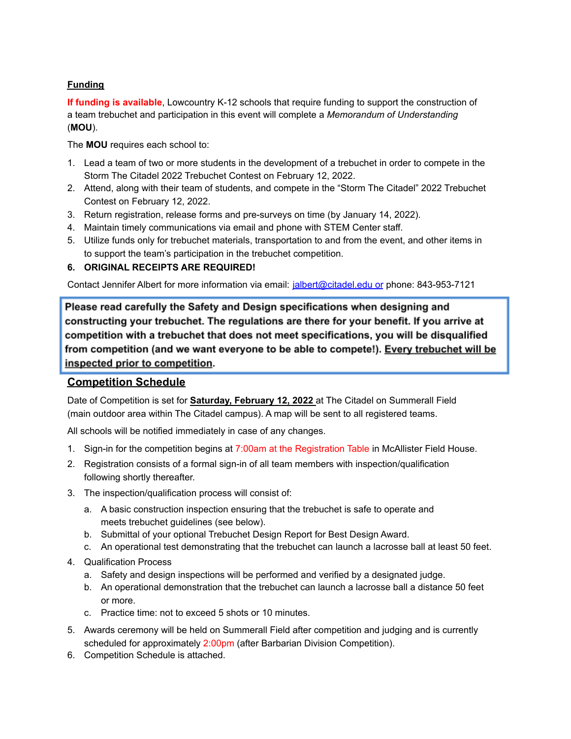**Funding**

**If funding is available**, Lowcountry K-12 schools that require funding to support the construction of a team trebuchet and participation in this event will complete a *Memorandum of Understanding* (**MOU**).

The **MOU** requires each school to:

1. Lead a team of two or more students in the development of a trebuchet in order to compete in the Storm The Citadel 2022 Trebuchet Contest on February 12, 2022.
2. Attend, along with their team of students, and compete in the "Storm The Citadel" 2022 Trebuchet Contest on February 12, 2022.
3. Return registration, release forms and pre-surveys on time (by January 14, 2022).
4. Maintain timely communications via email and phone with STEM Center staff.
5. Utilize funds only for trebuchet materials, transportation to and from the event, and other items in to support the team's participation in the trebuchet competition.
6. **ORIGINAL RECEIPTS ARE REQUIRED!**

Contact Jennifer Albert for more information via email: jalbert@citadel.edu or phone: 843-953-7121

**Please read carefully the Safety and Design specifications when designing and constructing your trebuchet. The regulations are there for your benefit. If you arrive at competition with a trebuchet that does not meet specifications, you will be disqualified from competition (and we want everyone to be able to compete!). Every trebuchet will be inspected prior to competition.**

## Competition Schedule

Date of Competition is set for **Saturday, February 12, 2022** at The Citadel on Summerall Field (main outdoor area within The Citadel campus). A map will be sent to all registered teams.

All schools will be notified immediately in case of any changes.

1. Sign-in for the competition begins at 7:00am at the Registration Table in McAllister Field House.
2. Registration consists of a formal sign-in of all team members with inspection/qualification following shortly thereafter.
3. The inspection/qualification process will consist of:
   a. A basic construction inspection ensuring that the trebuchet is safe to operate and meets trebuchet guidelines (see below).
   b. Submittal of your optional Trebuchet Design Report for Best Design Award.
   c. An operational test demonstrating that the trebuchet can launch a lacrosse ball at least 50 feet.
4. Qualification Process
   a. Safety and design inspections will be performed and verified by a designated judge.
   b. An operational demonstration that the trebuchet can launch a lacrosse ball a distance 50 feet or more.
   c. Practice time: not to exceed 5 shots or 10 minutes.
5. Awards ceremony will be held on Summerall Field after competition and judging and is currently scheduled for approximately 2:00pm (after Barbarian Division Competition).
6. Competition Schedule is attached.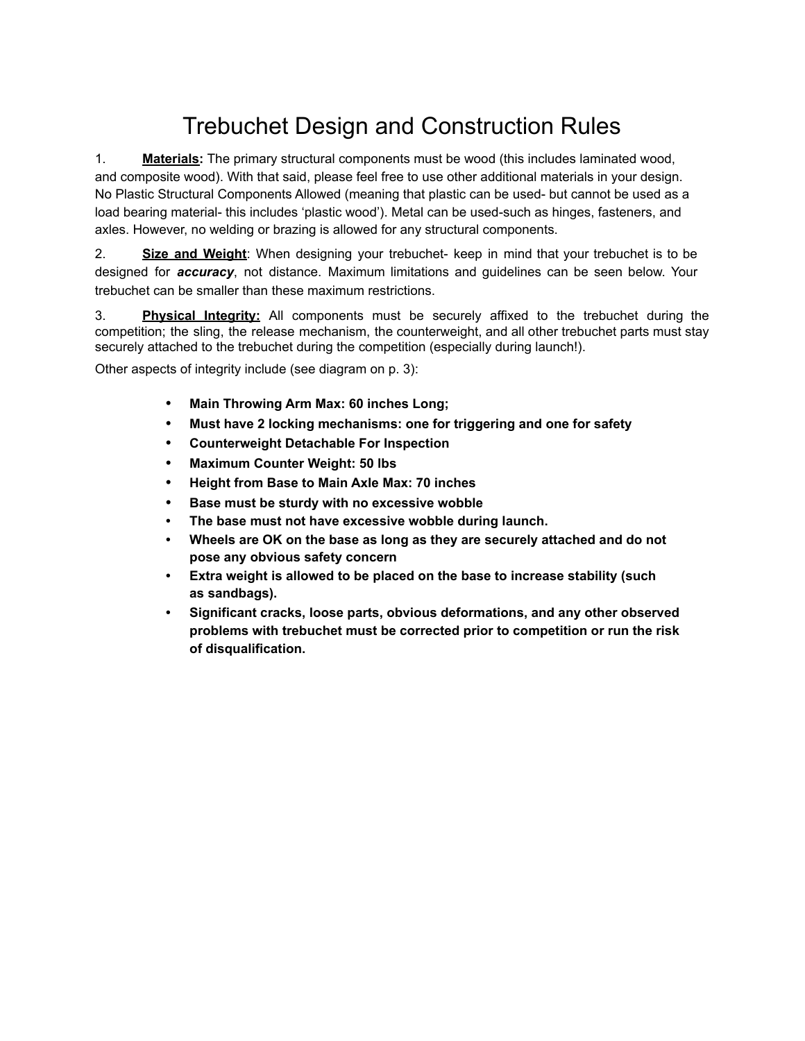# Trebuchet Design and Construction Rules

1. **Materials:** The primary structural components must be wood (this includes laminated wood, and composite wood). With that said, please feel free to use other additional materials in your design. No Plastic Structural Components Allowed (meaning that plastic can be used- but cannot be used as a load bearing material- this includes 'plastic wood'). Metal can be used-such as hinges, fasteners, and axles. However, no welding or brazing is allowed for any structural components.

2. **Size and Weight**: When designing your trebuchet- keep in mind that your trebuchet is to be designed for ***accuracy***, not distance. Maximum limitations and guidelines can be seen below. Your trebuchet can be smaller than these maximum restrictions.

3. **Physical Integrity:** All components must be securely affixed to the trebuchet during the competition; the sling, the release mechanism, the counterweight, and all other trebuchet parts must stay securely attached to the trebuchet during the competition (especially during launch!).

Other aspects of integrity include (see diagram on p. 3):

- **Main Throwing Arm Max: 60 inches Long;**
- **Must have 2 locking mechanisms: one for triggering and one for safety**
- **Counterweight Detachable For Inspection**
- **Maximum Counter Weight: 50 lbs**
- **Height from Base to Main Axle Max: 70 inches**
- **Base must be sturdy with no excessive wobble**
- **The base must not have excessive wobble during launch.**
- **Wheels are OK on the base as long as they are securely attached and do not pose any obvious safety concern**
- **Extra weight is allowed to be placed on the base to increase stability (such as sandbags).**
- **Significant cracks, loose parts, obvious deformations, and any other observed problems with trebuchet must be corrected prior to competition or run the risk of disqualification.**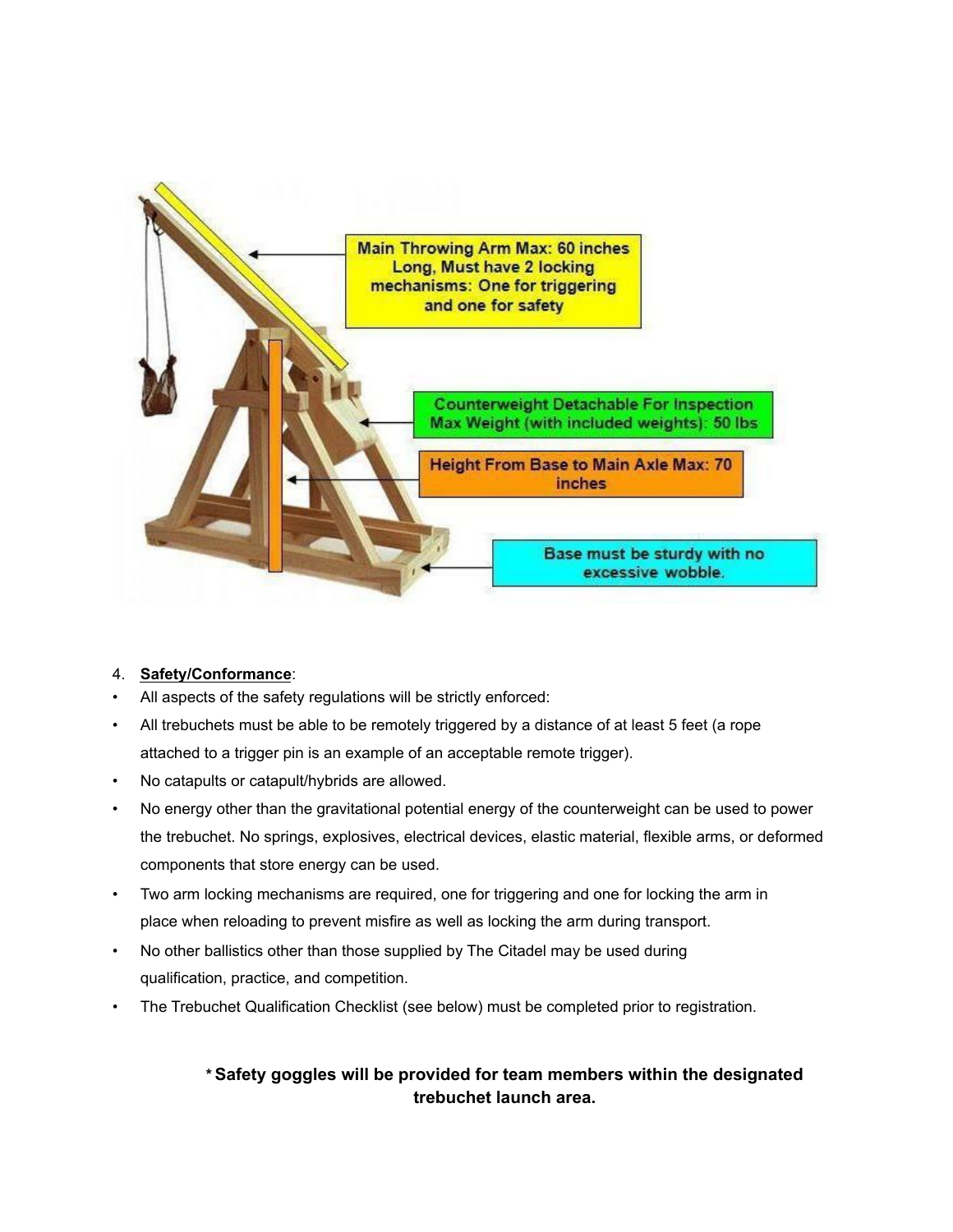Main Throwing Arm Max: 60 inches Long, Must have 2 locking mechanisms: One for triggering and one for safety

Counterweight Detachable For Inspection Max Weight (with included weights): 50 lbs

Height From Base to Main Axle Max: 70 inches

Base must be sturdy with no excessive wobble.

4. **Safety/Conformance**:

- All aspects of the safety regulations will be strictly enforced:
- All trebuchets must be able to be remotely triggered by a distance of at least 5 feet (a rope attached to a trigger pin is an example of an acceptable remote trigger).
- No catapults or catapult/hybrids are allowed.
- No energy other than the gravitational potential energy of the counterweight can be used to power the trebuchet. No springs, explosives, electrical devices, elastic material, flexible arms, or deformed components that store energy can be used.
- Two arm locking mechanisms are required, one for triggering and one for locking the arm in place when reloading to prevent misfire as well as locking the arm during transport.
- No other ballistics other than those supplied by The Citadel may be used during qualification, practice, and competition.
- The Trebuchet Qualification Checklist (see below) must be completed prior to registration.

**\* Safety goggles will be provided for team members within the designated trebuchet launch area.**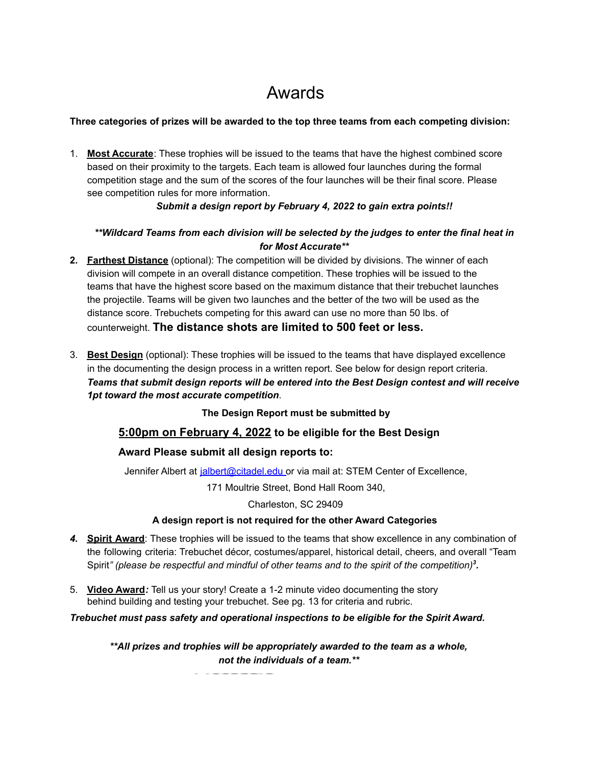# Awards

**Three categories of prizes will be awarded to the top three teams from each competing division:**

1. **Most Accurate**: These trophies will be issued to the teams that have the highest combined score based on their proximity to the targets. Each team is allowed four launches during the formal competition stage and the sum of the scores of the four launches will be their final score. Please see competition rules for more information.

   ***Submit a design report by February 4, 2022 to gain extra points!!***

   ***\*\*Wildcard Teams from each division will be selected by the judges to enter the final heat in for Most Accurate\*\****

2. **Farthest Distance** (optional): The competition will be divided by divisions. The winner of each division will compete in an overall distance competition. These trophies will be issued to the teams that have the highest score based on the maximum distance that their trebuchet launches the projectile. Teams will be given two launches and the better of the two will be used as the distance score. Trebuchets competing for this award can use no more than 50 lbs. of counterweight. **The distance shots are limited to 500 feet or less.**

3. **Best Design** (optional): These trophies will be issued to the teams that have displayed excellence in the documenting the design process in a written report. See below for design report criteria. ***Teams that submit design reports will be entered into the Best Design contest and will receive 1pt toward the most accurate competition***.

   **The Design Report must be submitted by**

   **5:00pm on February 4, 2022 to be eligible for the Best Design Award Please submit all design reports to:**

   Jennifer Albert at jalbert@citadel.edu or via mail at: STEM Center of Excellence,

   171 Moultrie Street, Bond Hall Room 340,

   Charleston, SC 29409

   **A design report is not required for the other Award Categories**

4. **Spirit Award**: These trophies will be issued to the teams that show excellence in any combination of the following criteria: Trebuchet décor, costumes/apparel, historical detail, cheers, and overall "Team Spirit" *(please be respectful and mindful of other teams and to the spirit of the competition)*[3].

5. **Video Award***:* Tell us your story! Create a 1-2 minute video documenting the story behind building and testing your trebuchet. See pg. 13 for criteria and rubric.

***Trebuchet must pass safety and operational inspections to be eligible for the Spirit Award.***

***\*\*All prizes and trophies will be appropriately awarded to the team as a whole, not the individuals of a team.\*\****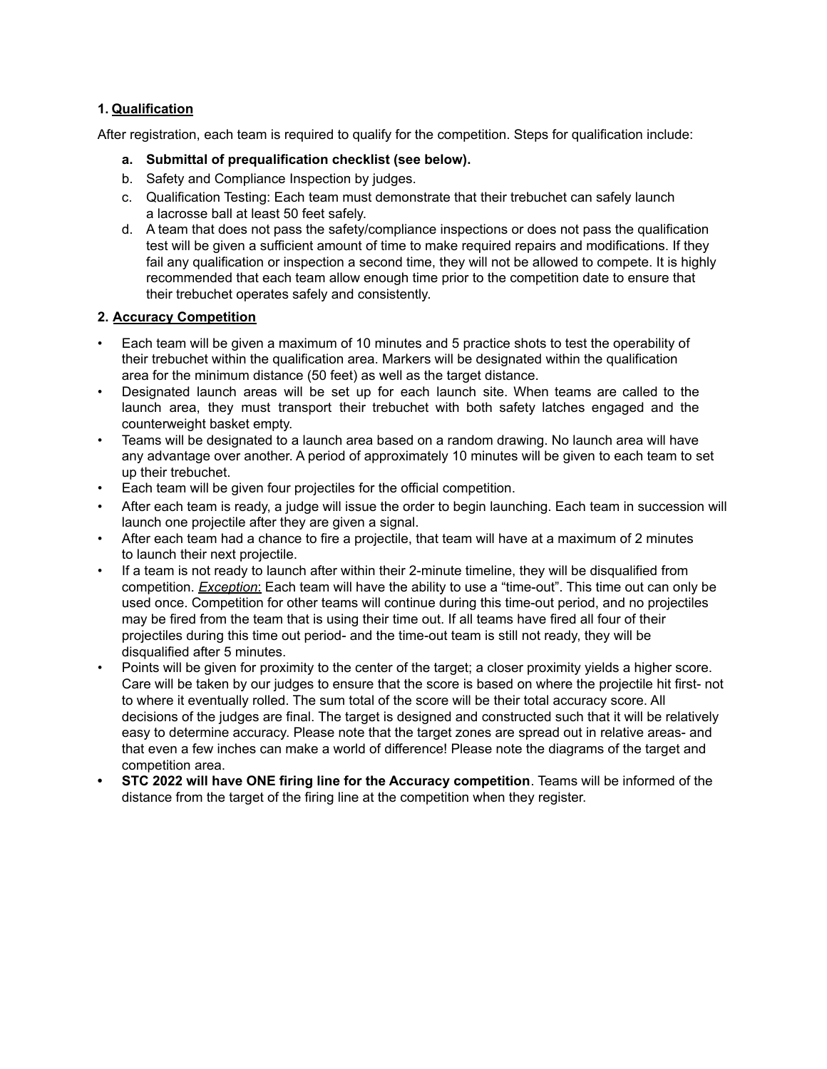**1. <u>Qualification</u>**

After registration, each team is required to qualify for the competition. Steps for qualification include:

a. **Submittal of prequalification checklist (see below).**
b. Safety and Compliance Inspection by judges.
c. Qualification Testing: Each team must demonstrate that their trebuchet can safely launch a lacrosse ball at least 50 feet safely.
d. A team that does not pass the safety/compliance inspections or does not pass the qualification test will be given a sufficient amount of time to make required repairs and modifications. If they fail any qualification or inspection a second time, they will not be allowed to compete. It is highly recommended that each team allow enough time prior to the competition date to ensure that their trebuchet operates safely and consistently.

**2. <u>Accuracy Competition</u>**

- Each team will be given a maximum of 10 minutes and 5 practice shots to test the operability of their trebuchet within the qualification area. Markers will be designated within the qualification area for the minimum distance (50 feet) as well as the target distance.
- Designated launch areas will be set up for each launch site. When teams are called to the launch area, they must transport their trebuchet with both safety latches engaged and the counterweight basket empty.
- Teams will be designated to a launch area based on a random drawing. No launch area will have any advantage over another. A period of approximately 10 minutes will be given to each team to set up their trebuchet.
- Each team will be given four projectiles for the official competition.
- After each team is ready, a judge will issue the order to begin launching. Each team in succession will launch one projectile after they are given a signal.
- After each team had a chance to fire a projectile, that team will have at a maximum of 2 minutes to launch their next projectile.
- If a team is not ready to launch after within their 2-minute timeline, they will be disqualified from competition. *<u>Exception</u>*: Each team will have the ability to use a "time-out". This time out can only be used once. Competition for other teams will continue during this time-out period, and no projectiles may be fired from the team that is using their time out. If all teams have fired all four of their projectiles during this time out period- and the time-out team is still not ready, they will be disqualified after 5 minutes.
- Points will be given for proximity to the center of the target; a closer proximity yields a higher score. Care will be taken by our judges to ensure that the score is based on where the projectile hit first- not to where it eventually rolled. The sum total of the score will be their total accuracy score. All decisions of the judges are final. The target is designed and constructed such that it will be relatively easy to determine accuracy. Please note that the target zones are spread out in relative areas- and that even a few inches can make a world of difference! Please note the diagrams of the target and competition area.
- **STC 2022 will have ONE firing line for the Accuracy competition**. Teams will be informed of the distance from the target of the firing line at the competition when they register.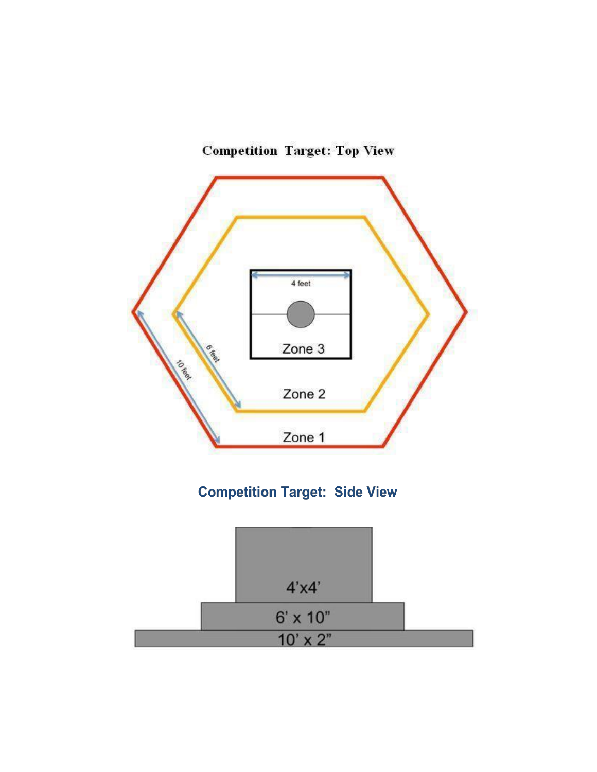## Competition Target: Top View

4 feet

Zone 3

6 feet

10 feet

Zone 2

Zone 1

## Competition Target: Side View

4’x4’

6’ x 10”

10’ x 2”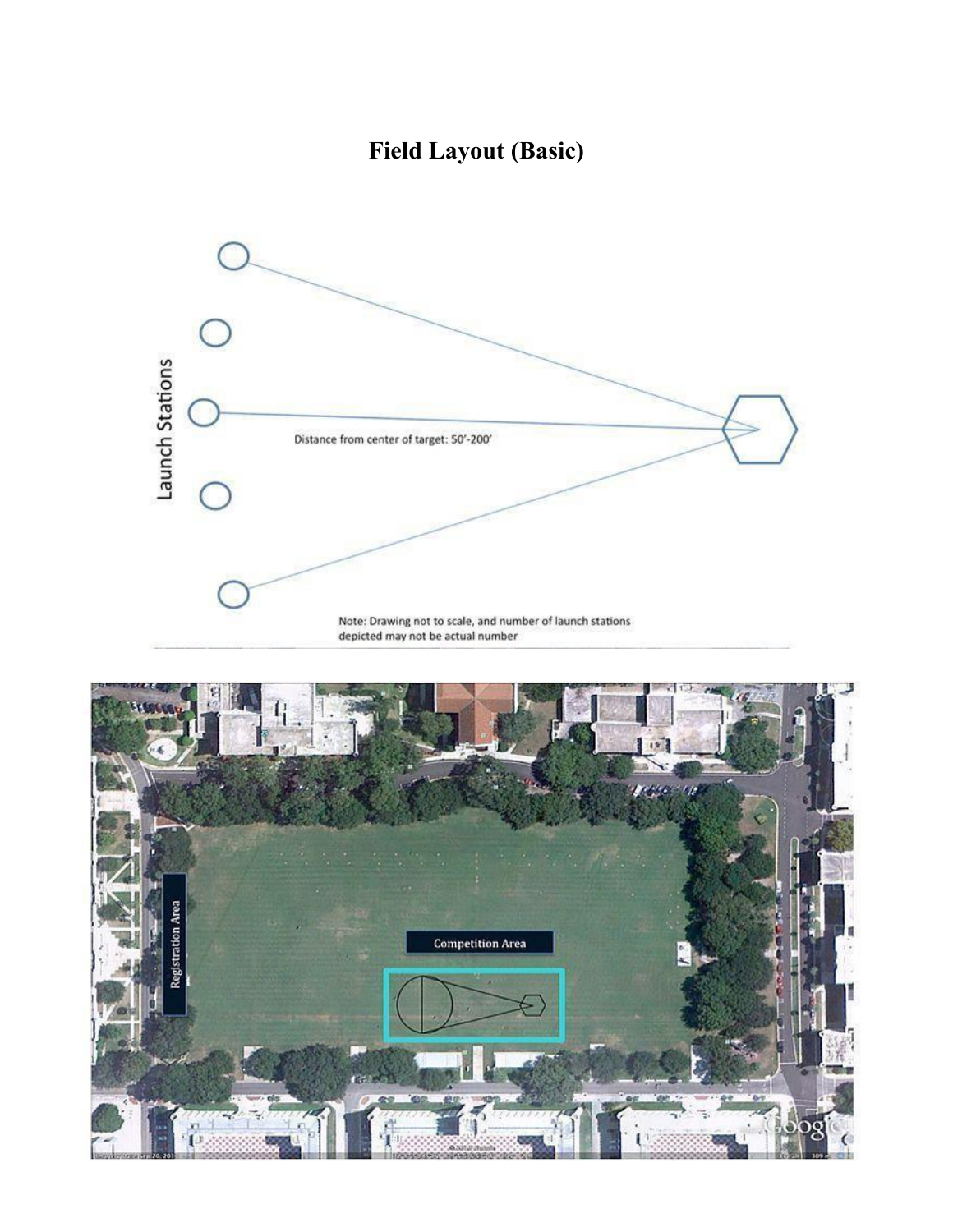# Field Layout (Basic)

Launch Stations

Distance from center of target: 50'-200'

Note: Drawing not to scale, and number of launch stations depicted may not be actual number

Registration Area

Competition Area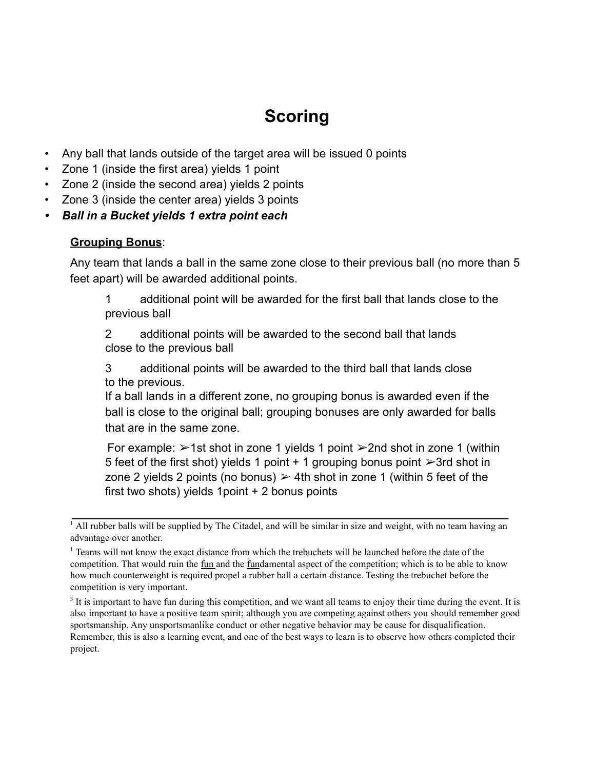# Scoring

- Any ball that lands outside of the target area will be issued 0 points
- Zone 1 (inside the first area) yields 1 point
- Zone 2 (inside the second area) yields 2 points
- Zone 3 (inside the center area) yields 3 points
- ***Ball in a Bucket yields 1 extra point each***

**Grouping Bonus**:

Any team that lands a ball in the same zone close to their previous ball (no more than 5 feet apart) will be awarded additional points.

1 additional point will be awarded for the first ball that lands close to the previous ball

2 additional points will be awarded to the second ball that lands close to the previous ball

3 additional points will be awarded to the third ball that lands close to the previous.
If a ball lands in a different zone, no grouping bonus is awarded even if the ball is close to the original ball; grouping bonuses are only awarded for balls that are in the same zone.

For example: ➢1st shot in zone 1 yields 1 point ➢2nd shot in zone 1 (within 5 feet of the first shot) yields 1 point + 1 grouping bonus point ➢3rd shot in zone 2 yields 2 points (no bonus) ➢ 4th shot in zone 1 (within 5 feet of the first two shots) yields 1point + 2 bonus points

---

[1] All rubber balls will be supplied by The Citadel, and will be similar in size and weight, with no team having an advantage over another.

[1] Teams will not know the exact distance from which the trebuchets will be launched before the date of the competition. That would ruin the fun and the fundamental aspect of the competition; which is to be able to know how much counterweight is required propel a rubber ball a certain distance. Testing the trebuchet before the competition is very important.

[3] It is important to have fun during this competition, and we want all teams to enjoy their time during the event. It is also important to have a positive team spirit; although you are competing against others you should remember good sportsmanship. Any unsportsmanlike conduct or other negative behavior may be cause for disqualification. Remember, this is also a learning event, and one of the best ways to learn is to observe how others completed their project.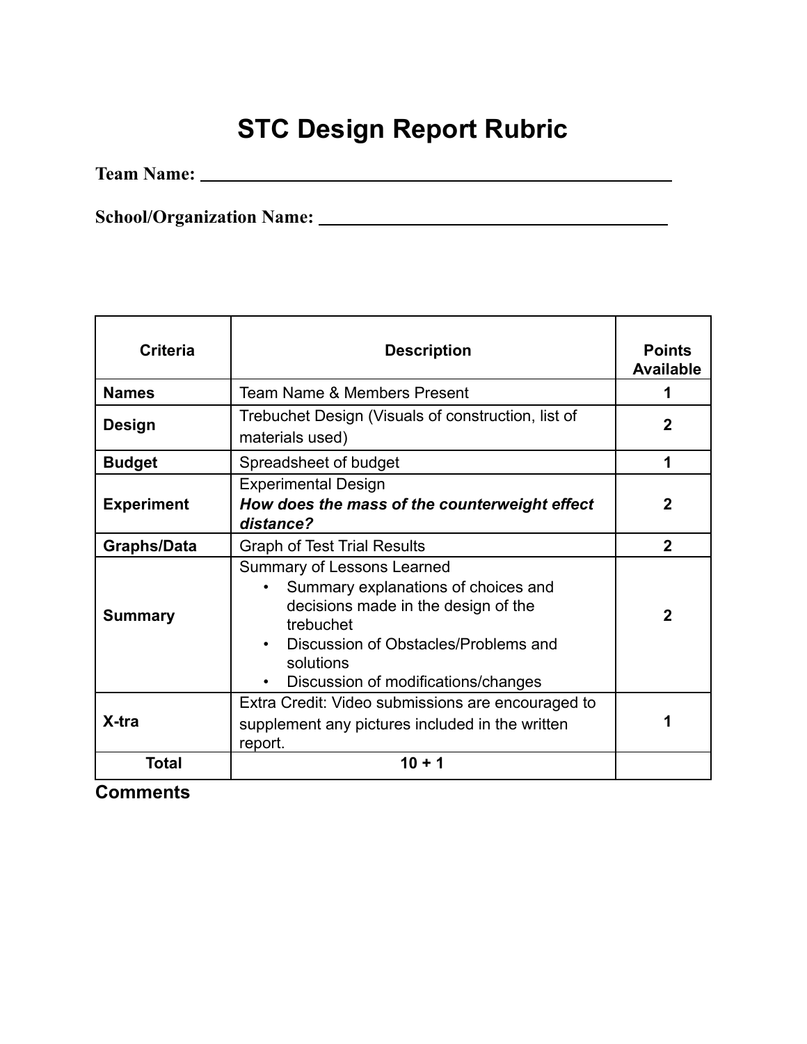# STC Design Report Rubric

**Team Name:** ______________________________________________

**School/Organization Name:** ________________________________

| Criteria | Description | Points Available |
|---|---|---|
| **Names** | Team Name & Members Present | **1** |
| **Design** | Trebuchet Design (Visuals of construction, list of materials used) | **2** |
| **Budget** | Spreadsheet of budget | **1** |
| **Experiment** | Experimental Design<br>***How does the mass of the counterweight effect distance?*** | **2** |
| **Graphs/Data** | Graph of Test Trial Results | **2** |
| **Summary** | Summary of Lessons Learned<br>• Summary explanations of choices and decisions made in the design of the trebuchet<br>• Discussion of Obstacles/Problems and solutions<br>• Discussion of modifications/changes | **2** |
| **X-tra** | Extra Credit: Video submissions are encouraged to supplement any pictures included in the written report. | **1** |
| **Total** | **10 + 1** | |

**Comments**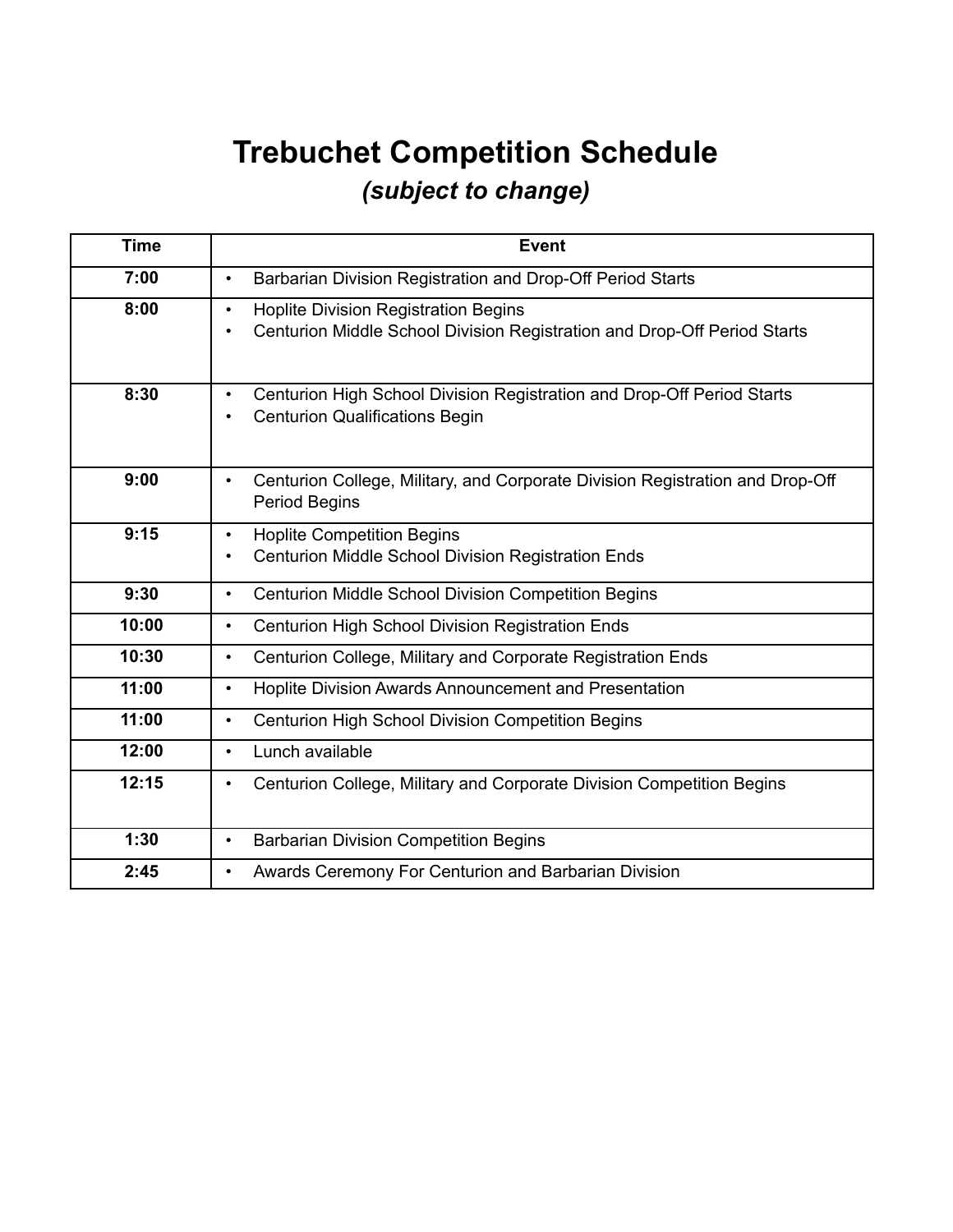# Trebuchet Competition Schedule

### *(subject to change)*

| Time | Event |
| --- | --- |
| **7:00** | • Barbarian Division Registration and Drop-Off Period Starts |
| **8:00** | • Hoplite Division Registration Begins<br>• Centurion Middle School Division Registration and Drop-Off Period Starts |
| **8:30** | • Centurion High School Division Registration and Drop-Off Period Starts<br>• Centurion Qualifications Begin |
| **9:00** | • Centurion College, Military, and Corporate Division Registration and Drop-Off Period Begins |
| **9:15** | • Hoplite Competition Begins<br>• Centurion Middle School Division Registration Ends |
| **9:30** | • Centurion Middle School Division Competition Begins |
| **10:00** | • Centurion High School Division Registration Ends |
| **10:30** | • Centurion College, Military and Corporate Registration Ends |
| **11:00** | • Hoplite Division Awards Announcement and Presentation |
| **11:00** | • Centurion High School Division Competition Begins |
| **12:00** | • Lunch available |
| **12:15** | • Centurion College, Military and Corporate Division Competition Begins |
| **1:30** | • Barbarian Division Competition Begins |
| **2:45** | • Awards Ceremony For Centurion and Barbarian Division |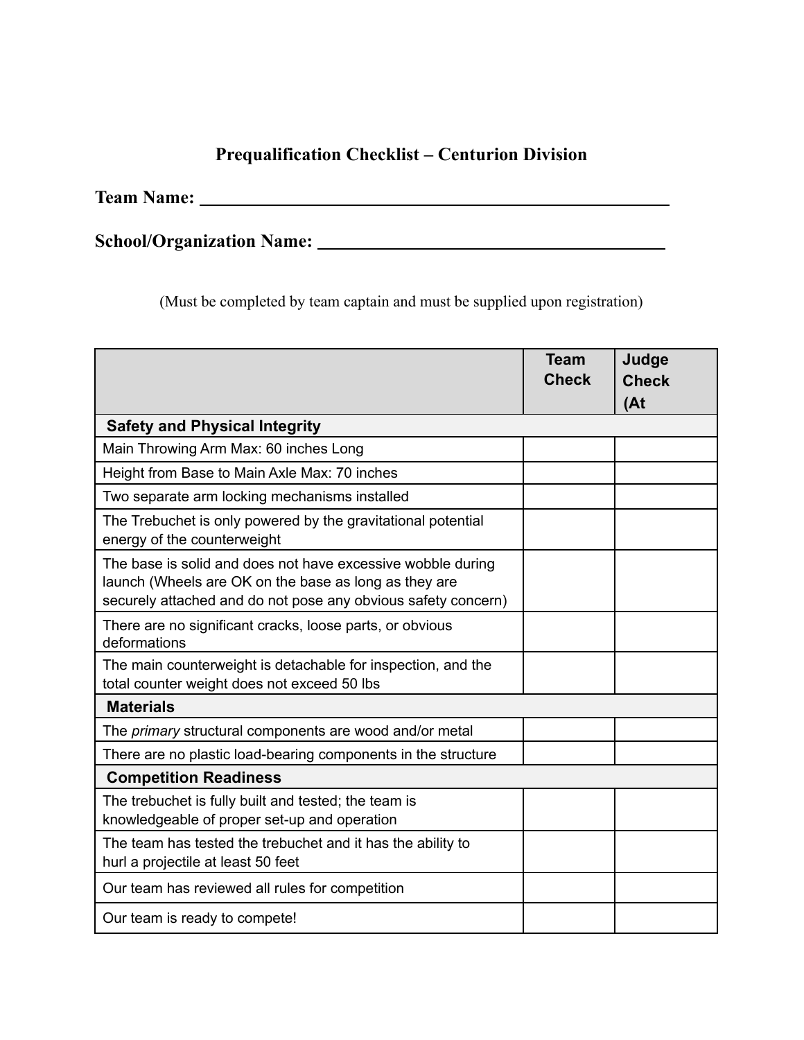# Prequalification Checklist – Centurion Division

**Team Name:** ______________________________

**School/Organization Name:** ______________________________

(Must be completed by team captain and must be supplied upon registration)

| | Team Check | Judge Check (At |
|---|---|---|
| **Safety and Physical Integrity** | | |
| Main Throwing Arm Max: 60 inches Long | | |
| Height from Base to Main Axle Max: 70 inches | | |
| Two separate arm locking mechanisms installed | | |
| The Trebuchet is only powered by the gravitational potential energy of the counterweight | | |
| The base is solid and does not have excessive wobble during launch (Wheels are OK on the base as long as they are securely attached and do not pose any obvious safety concern) | | |
| There are no significant cracks, loose parts, or obvious deformations | | |
| The main counterweight is detachable for inspection, and the total counter weight does not exceed 50 lbs | | |
| **Materials** | | |
| The *primary* structural components are wood and/or metal | | |
| There are no plastic load-bearing components in the structure | | |
| **Competition Readiness** | | |
| The trebuchet is fully built and tested; the team is knowledgeable of proper set-up and operation | | |
| The team has tested the trebuchet and it has the ability to hurl a projectile at least 50 feet | | |
| Our team has reviewed all rules for competition | | |
| Our team is ready to compete! | | |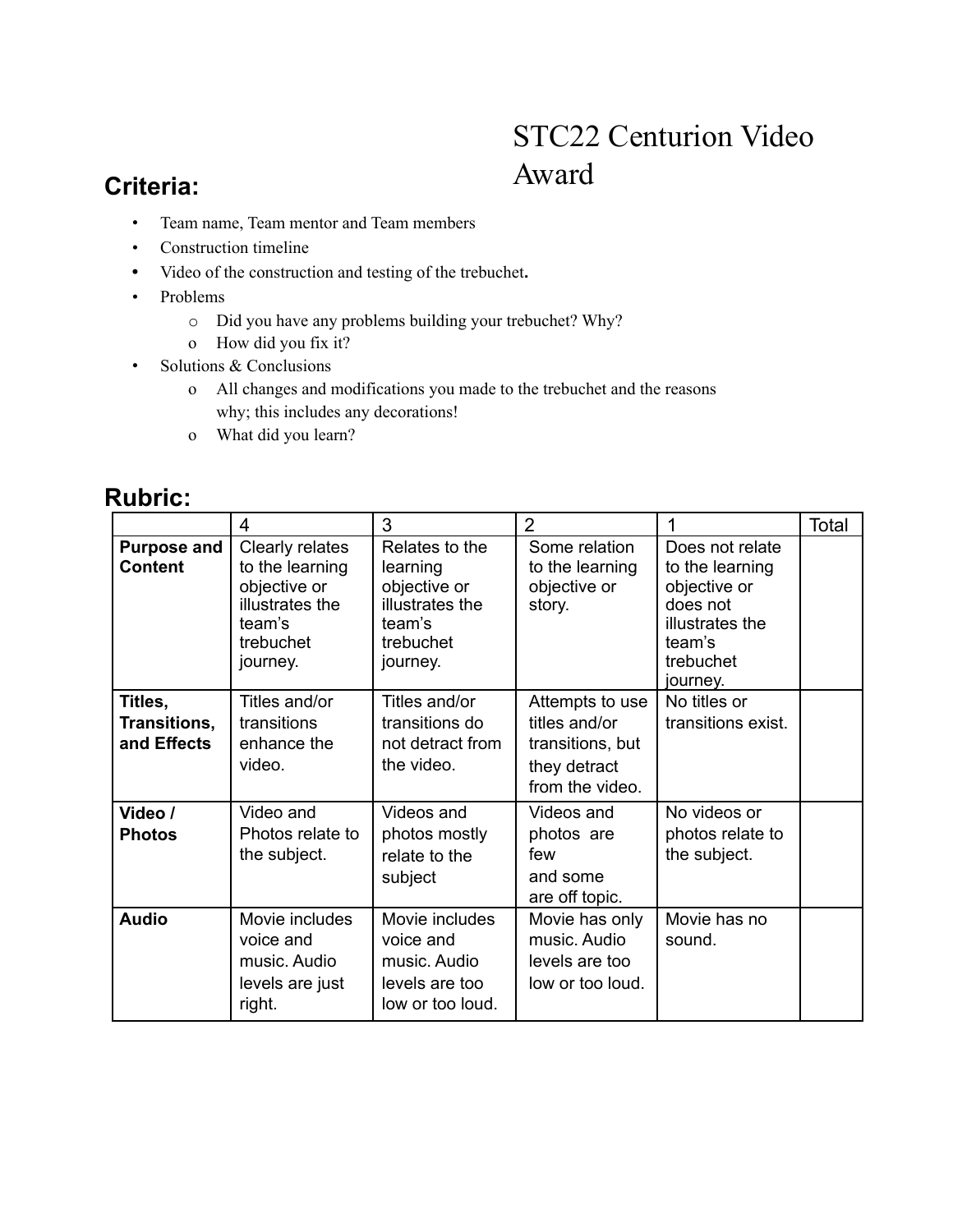# STC22 Centurion Video Award

## Criteria:

- Team name, Team mentor and Team members
- Construction timeline
- Video of the construction and testing of the trebuchet**.**
- Problems
  - Did you have any problems building your trebuchet? Why?
  - How did you fix it?
- Solutions & Conclusions
  - All changes and modifications you made to the trebuchet and the reasons why; this includes any decorations!
  - What did you learn?

## Rubric:

| | 4 | 3 | 2 | 1 | Total |
|---|---|---|---|---|---|
| **Purpose and Content** | Clearly relates to the learning objective or illustrates the team's trebuchet journey. | Relates to the learning objective or illustrates the team's trebuchet journey. | Some relation to the learning objective or story. | Does not relate to the learning objective or does not illustrates the team's trebuchet journey. | |
| **Titles, Transitions, and Effects** | Titles and/or transitions enhance the video. | Titles and/or transitions do not detract from the video. | Attempts to use titles and/or transitions, but they detract from the video. | No titles or transitions exist. | |
| **Video / Photos** | Video and Photos relate to the subject. | Videos and photos mostly relate to the subject | Videos and photos are few and some are off topic. | No videos or photos relate to the subject. | |
| **Audio** | Movie includes voice and music. Audio levels are just right. | Movie includes voice and music. Audio levels are too low or too loud. | Movie has only music. Audio levels are too low or too loud. | Movie has no sound. | |